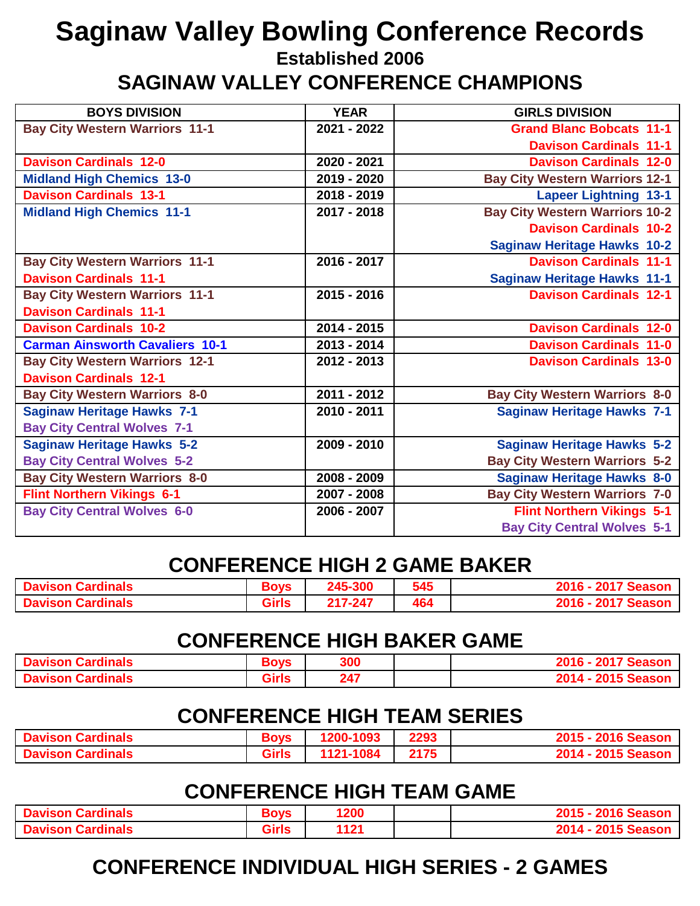# Saginaw Valley Bowling Conference Records

### Established 2006

## SAGINAW VALLEY CONFERENCE CHAMPIONS

| BOYS DIVISION | YEAR | GIRLS DIVISION |
|---|---|---|
| Bay City Western Warriors 11-1 | 2021 - 2022 | Grand Blanc Bobcats 11-1 |
| | | Davison Cardinals 11-1 |
| Davison Cardinals 12-0 | 2020 - 2021 | Davison Cardinals 12-0 |
| Midland High Chemics 13-0 | 2019 - 2020 | Bay City Western Warriors 12-1 |
| Davison Cardinals 13-1 | 2018 - 2019 | Lapeer Lightning 13-1 |
| Midland High Chemics 11-1 | 2017 - 2018 | Bay City Western Warriors 10-2 |
| | | Davison Cardinals 10-2 |
| | | Saginaw Heritage Hawks 10-2 |
| Bay City Western Warriors 11-1 | 2016 - 2017 | Davison Cardinals 11-1 |
| Davison Cardinals 11-1 | | Saginaw Heritage Hawks 11-1 |
| Bay City Western Warriors 11-1 | 2015 - 2016 | Davison Cardinals 12-1 |
| Davison Cardinals 11-1 | | |
| Davison Cardinals 10-2 | 2014 - 2015 | Davison Cardinals 12-0 |
| Carman Ainsworth Cavaliers 10-1 | 2013 - 2014 | Davison Cardinals 11-0 |
| Bay City Western Warriors 12-1 | 2012 - 2013 | Davison Cardinals 13-0 |
| Davison Cardinals 12-1 | | |
| Bay City Western Warriors 8-0 | 2011 - 2012 | Bay City Western Warriors 8-0 |
| Saginaw Heritage Hawks 7-1 | 2010 - 2011 | Saginaw Heritage Hawks 7-1 |
| Bay City Central Wolves 7-1 | | |
| Saginaw Heritage Hawks 5-2 | 2009 - 2010 | Saginaw Heritage Hawks 5-2 |
| Bay City Central Wolves 5-2 | | Bay City Western Warriors 5-2 |
| Bay City Western Warriors 8-0 | 2008 - 2009 | Saginaw Heritage Hawks 8-0 |
| Flint Northern Vikings 6-1 | 2007 - 2008 | Bay City Western Warriors 7-0 |
| Bay City Central Wolves 6-0 | 2006 - 2007 | Flint Northern Vikings 5-1 |
| | | Bay City Central Wolves 5-1 |

## CONFERENCE HIGH 2 GAME BAKER

| | | | | |
|---|---|---|---|---|
| Davison Cardinals | Boys | 245-300 | 545 | 2016 - 2017 Season |
| Davison Cardinals | Girls | 217-247 | 464 | 2016 - 2017 Season |

## CONFERENCE HIGH BAKER GAME

| | | | | |
|---|---|---|---|---|
| Davison Cardinals | Boys | 300 | | 2016 - 2017 Season |
| Davison Cardinals | Girls | 247 | | 2014 - 2015 Season |

## CONFERENCE HIGH TEAM SERIES

| | | | | |
|---|---|---|---|---|
| Davison Cardinals | Boys | 1200-1093 | 2293 | 2015 - 2016 Season |
| Davison Cardinals | Girls | 1121-1084 | 2175 | 2014 - 2015 Season |

## CONFERENCE HIGH TEAM GAME

| | | | | |
|---|---|---|---|---|
| Davison Cardinals | Boys | 1200 | | 2015 - 2016 Season |
| Davison Cardinals | Girls | 1121 | | 2014 - 2015 Season |

## CONFERENCE INDIVIDUAL HIGH SERIES - 2 GAMES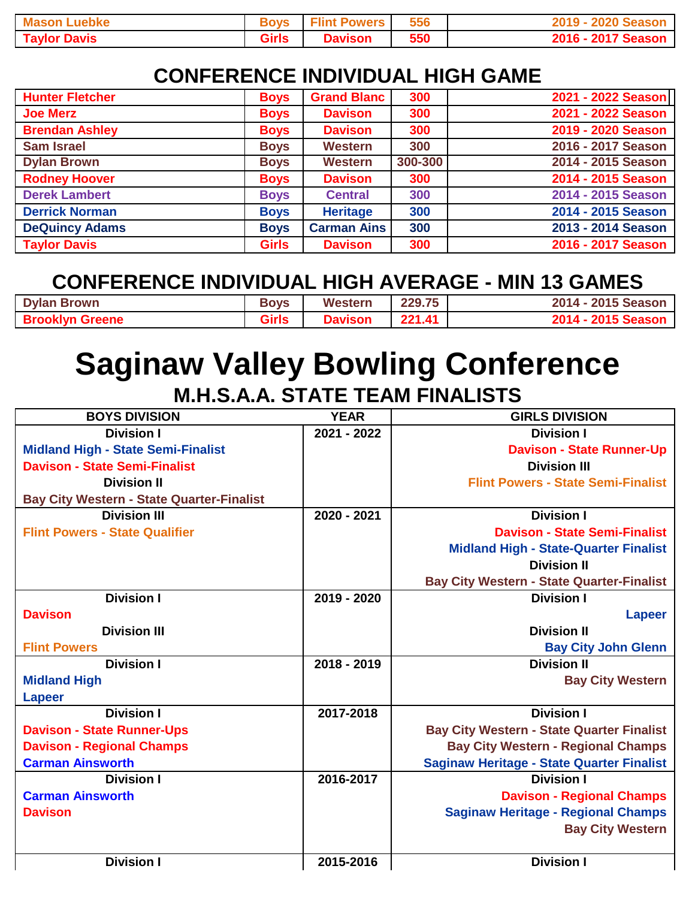| | | | | |
|---|---|---|---|---|
| Mason Luebke | Boys | Flint Powers | 556 | 2019 - 2020 Season |
| Taylor Davis | Girls | Davison | 550 | 2016 - 2017 Season |

## CONFERENCE INDIVIDUAL HIGH GAME

| | | | | |
|---|---|---|---|---|
| Hunter Fletcher | Boys | Grand Blanc | 300 | 2021 - 2022 Season |
| Joe Merz | Boys | Davison | 300 | 2021 - 2022 Season |
| Brendan Ashley | Boys | Davison | 300 | 2019 - 2020 Season |
| Sam Israel | Boys | Western | 300 | 2016 - 2017 Season |
| Dylan Brown | Boys | Western | 300-300 | 2014 - 2015 Season |
| Rodney Hoover | Boys | Davison | 300 | 2014 - 2015 Season |
| Derek Lambert | Boys | Central | 300 | 2014 - 2015 Season |
| Derrick Norman | Boys | Heritage | 300 | 2014 - 2015 Season |
| DeQuincy Adams | Boys | Carman Ains | 300 | 2013 - 2014 Season |
| Taylor Davis | Girls | Davison | 300 | 2016 - 2017 Season |

## CONFERENCE INDIVIDUAL HIGH AVERAGE - MIN 13 GAMES

| | | | | |
|---|---|---|---|---|
| Dylan Brown | Boys | Western | 229.75 | 2014 - 2015 Season |
| Brooklyn Greene | Girls | Davison | 221.41 | 2014 - 2015 Season |

# Saginaw Valley Bowling Conference

## M.H.S.A.A. STATE TEAM FINALISTS

| BOYS DIVISION | YEAR | GIRLS DIVISION |
|---|---|---|
| Division I<br>Midland High - State Semi-Finalist<br>Davison - State Semi-Finalist<br>Division II<br>Bay City Western - State Quarter-Finalist | 2021 - 2022 | Division I<br>Davison - State Runner-Up<br>Division III<br>Flint Powers - State Semi-Finalist |
| Division III<br>Flint Powers - State Qualifier | 2020 - 2021 | Division I<br>Davison - State Semi-Finalist<br>Midland High - State-Quarter Finalist<br>Division II<br>Bay City Western - State Quarter-Finalist |
| Division I<br>Davison<br>Division III<br>Flint Powers | 2019 - 2020 | Division I<br>Lapeer<br>Division II<br>Bay City John Glenn |
| Division I<br>Midland High<br>Lapeer | 2018 - 2019 | Division II<br>Bay City Western |
| Division I<br>Davison - State Runner-Ups<br>Davison - Regional Champs<br>Carman Ainsworth | 2017-2018 | Division I<br>Bay City Western - State Quarter Finalist<br>Bay City Western - Regional Champs<br>Saginaw Heritage - State Quarter Finalist |
| Division I<br>Carman Ainsworth<br>Davison | 2016-2017 | Division I<br>Davison - Regional Champs<br>Saginaw Heritage - Regional Champs<br>Bay City Western |
| Division I | 2015-2016 | Division I |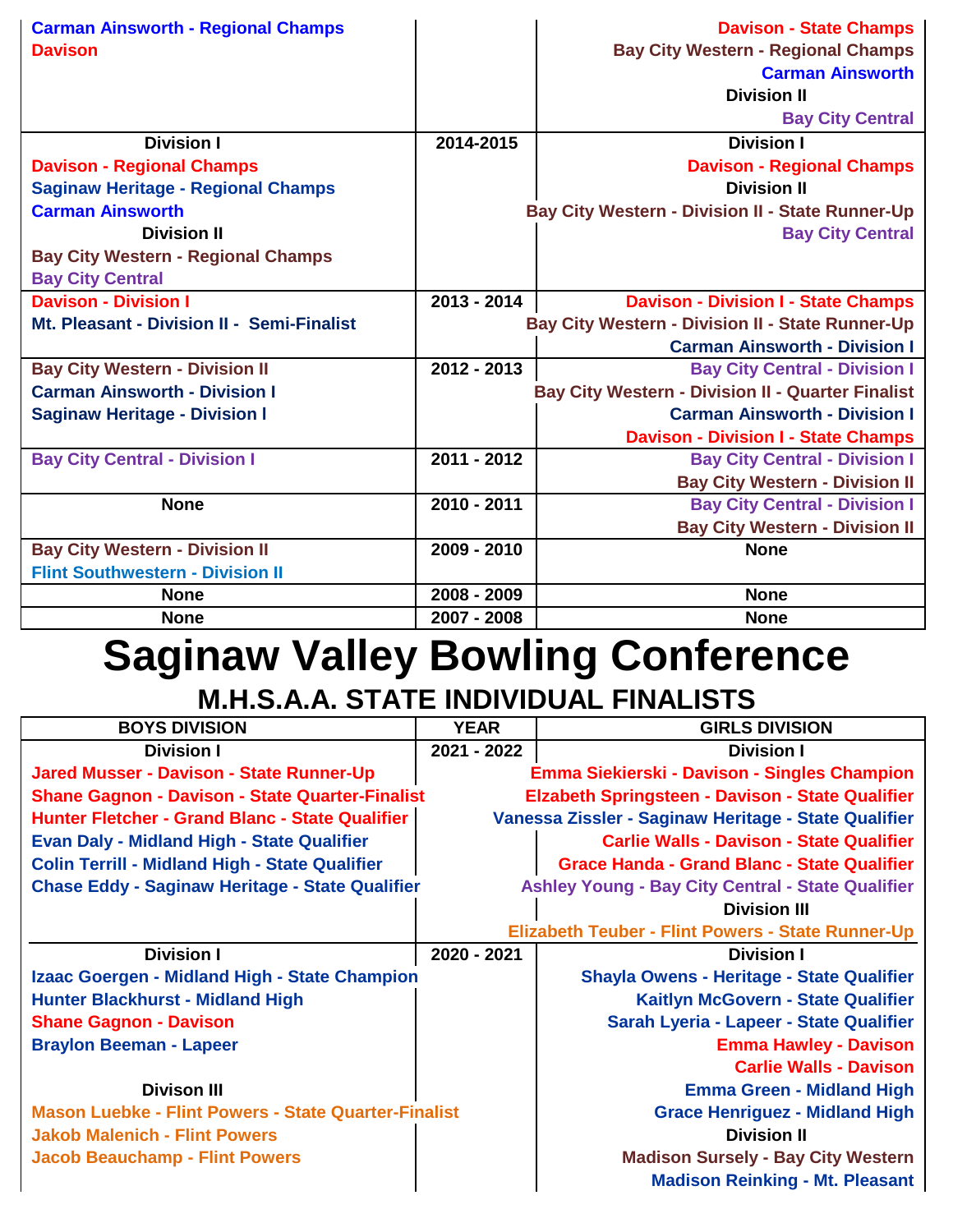| | | |
|---|---|---|
| Carman Ainsworth - Regional Champs<br>Davison | | Davison - State Champs<br>Bay City Western - Regional Champs<br>Carman Ainsworth<br>Division II<br>Bay City Central |
| Division I<br>Davison - Regional Champs<br>Saginaw Heritage - Regional Champs<br>Carman Ainsworth<br>Division II<br>Bay City Western - Regional Champs<br>Bay City Central | 2014-2015 | Division I<br>Davison - Regional Champs<br>Division II<br>Bay City Western - Division II - State Runner-Up<br>Bay City Central |
| Davison - Division I<br>Mt. Pleasant - Division II - Semi-Finalist | 2013 - 2014 | Davison - Division I - State Champs<br>Bay City Western - Division II - State Runner-Up<br>Carman Ainsworth - Division I |
| Bay City Western - Division II<br>Carman Ainsworth - Division I<br>Saginaw Heritage - Division I | 2012 - 2013 | Bay City Central - Division I<br>Bay City Western - Division II - Quarter Finalist<br>Carman Ainsworth - Division I<br>Davison - Division I - State Champs |
| Bay City Central - Division I | 2011 - 2012 | Bay City Central - Division I<br>Bay City Western - Division II |
| None | 2010 - 2011 | Bay City Central - Division I<br>Bay City Western - Division II |
| Bay City Western - Division II<br>Flint Southwestern - Division II | 2009 - 2010 | None |
| None | 2008 - 2009 | None |
| None | 2007 - 2008 | None |

# Saginaw Valley Bowling Conference

## M.H.S.A.A. STATE INDIVIDUAL FINALISTS

| BOYS DIVISION | YEAR | GIRLS DIVISION |
|---|---|---|
| Division I<br>Jared Musser - Davison - State Runner-Up<br>Shane Gagnon - Davison - State Quarter-Finalist<br>Hunter Fletcher - Grand Blanc - State Qualifier<br>Evan Daly - Midland High - State Qualifier<br>Colin Terrill - Midland High - State Qualifier<br>Chase Eddy - Saginaw Heritage - State Qualifier | 2021 - 2022 | Division I<br>Emma Siekierski - Davison - Singles Champion<br>Elzabeth Springsteen - Davison - State Qualifier<br>Vanessa Zissler - Saginaw Heritage - State Qualifier<br>Carlie Walls - Davison - State Qualifier<br>Grace Handa - Grand Blanc - State Qualifier<br>Ashley Young - Bay City Central - State Qualifier<br>Division III<br>Elizabeth Teuber - Flint Powers - State Runner-Up |
| Division I<br>Izaac Goergen - Midland High - State Champion<br>Hunter Blackhurst - Midland High<br>Shane Gagnon - Davison<br>Braylon Beeman - Lapeer<br><br>Divison III<br>Mason Luebke - Flint Powers - State Quarter-Finalist<br>Jakob Malenich - Flint Powers<br>Jacob Beauchamp - Flint Powers | 2020 - 2021 | Division I<br>Shayla Owens - Heritage - State Qualifier<br>Kaitlyn McGovern - State Qualifier<br>Sarah Lyeria - Lapeer - State Qualifier<br>Emma Hawley - Davison<br>Carlie Walls - Davison<br>Emma Green - Midland High<br>Grace Henriguez - Midland High<br>Division II<br>Madison Sursely - Bay City Western<br>Madison Reinking - Mt. Pleasant |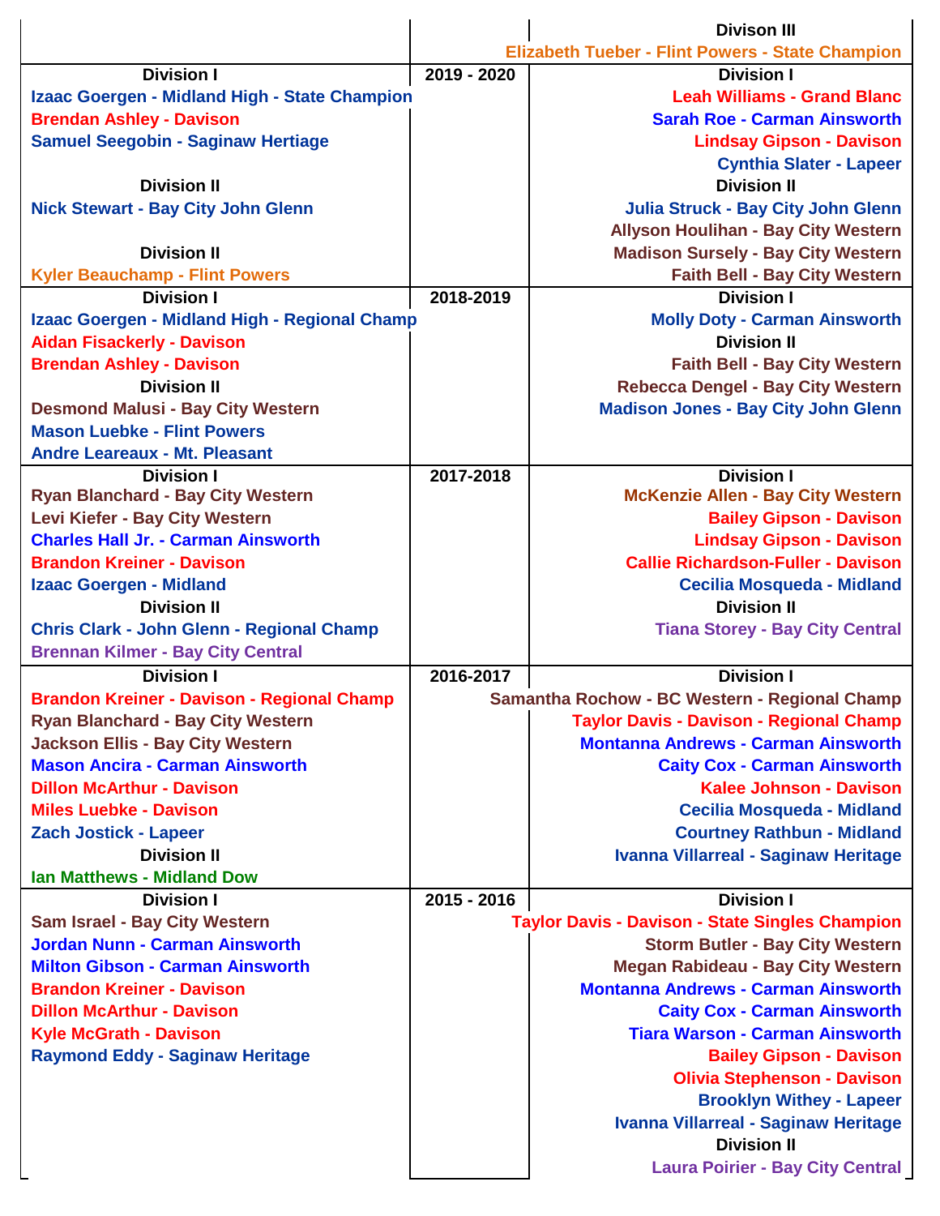| | | |
|---|---|---|
| | | **Divison III** |
| | | Elizabeth Tueber - Flint Powers - State Champion |
| **Division I** | **2019 - 2020** | **Division I** |
| Izaac Goergen - Midland High - State Champion | | Leah Williams - Grand Blanc |
| Brendan Ashley - Davison | | Sarah Roe - Carman Ainsworth |
| Samuel Seegobin - Saginaw Hertiage | | Lindsay Gipson - Davison |
| | | Cynthia Slater - Lapeer |
| **Division II** | | **Division II** |
| Nick Stewart - Bay City John Glenn | | Julia Struck - Bay City John Glenn |
| | | Allyson Houlihan - Bay City Western |
| **Division II** | | Madison Sursely - Bay City Western |
| Kyler Beauchamp - Flint Powers | | Faith Bell - Bay City Western |
| **Division I** | **2018-2019** | **Division I** |
| Izaac Goergen - Midland High - Regional Champ | | Molly Doty - Carman Ainsworth |
| Aidan Fisackerly - Davison | | **Division II** |
| Brendan Ashley - Davison | | Faith Bell - Bay City Western |
| **Division II** | | Rebecca Dengel - Bay City Western |
| Desmond Malusi - Bay City Western | | Madison Jones - Bay City John Glenn |
| Mason Luebke - Flint Powers | | |
| Andre Leareaux - Mt. Pleasant | | |
| **Division I** | **2017-2018** | **Division I** |
| Ryan Blanchard - Bay City Western | | McKenzie Allen - Bay City Western |
| Levi Kiefer - Bay City Western | | Bailey Gipson - Davison |
| Charles Hall Jr. - Carman Ainsworth | | Lindsay Gipson - Davison |
| Brandon Kreiner - Davison | | Callie Richardson-Fuller - Davison |
| Izaac Goergen - Midland | | Cecilia Mosqueda - Midland |
| **Division II** | | **Division II** |
| Chris Clark - John Glenn - Regional Champ | | Tiana Storey - Bay City Central |
| Brennan Kilmer - Bay City Central | | |
| **Division I** | **2016-2017** | **Division I** |
| Brandon Kreiner - Davison - Regional Champ | | Samantha Rochow - BC Western - Regional Champ |
| Ryan Blanchard - Bay City Western | | Taylor Davis - Davison - Regional Champ |
| Jackson Ellis - Bay City Western | | Montanna Andrews - Carman Ainsworth |
| Mason Ancira - Carman Ainsworth | | Caity Cox - Carman Ainsworth |
| Dillon McArthur - Davison | | Kalee Johnson - Davison |
| Miles Luebke - Davison | | Cecilia Mosqueda - Midland |
| Zach Jostick - Lapeer | | Courtney Rathbun - Midland |
| **Division II** | | Ivanna Villarreal - Saginaw Heritage |
| Ian Matthews - Midland Dow | | |
| **Division I** | **2015 - 2016** | **Division I** |
| Sam Israel - Bay City Western | | Taylor Davis - Davison - State Singles Champion |
| Jordan Nunn - Carman Ainsworth | | Storm Butler - Bay City Western |
| Milton Gibson - Carman Ainsworth | | Megan Rabideau - Bay City Western |
| Brandon Kreiner - Davison | | Montanna Andrews - Carman Ainsworth |
| Dillon McArthur - Davison | | Caity Cox - Carman Ainsworth |
| Kyle McGrath - Davison | | Tiara Warson - Carman Ainsworth |
| Raymond Eddy - Saginaw Heritage | | Bailey Gipson - Davison |
| | | Olivia Stephenson - Davison |
| | | Brooklyn Withey - Lapeer |
| | | Ivanna Villarreal - Saginaw Heritage |
| | | **Division II** |
| | | Laura Poirier - Bay City Central |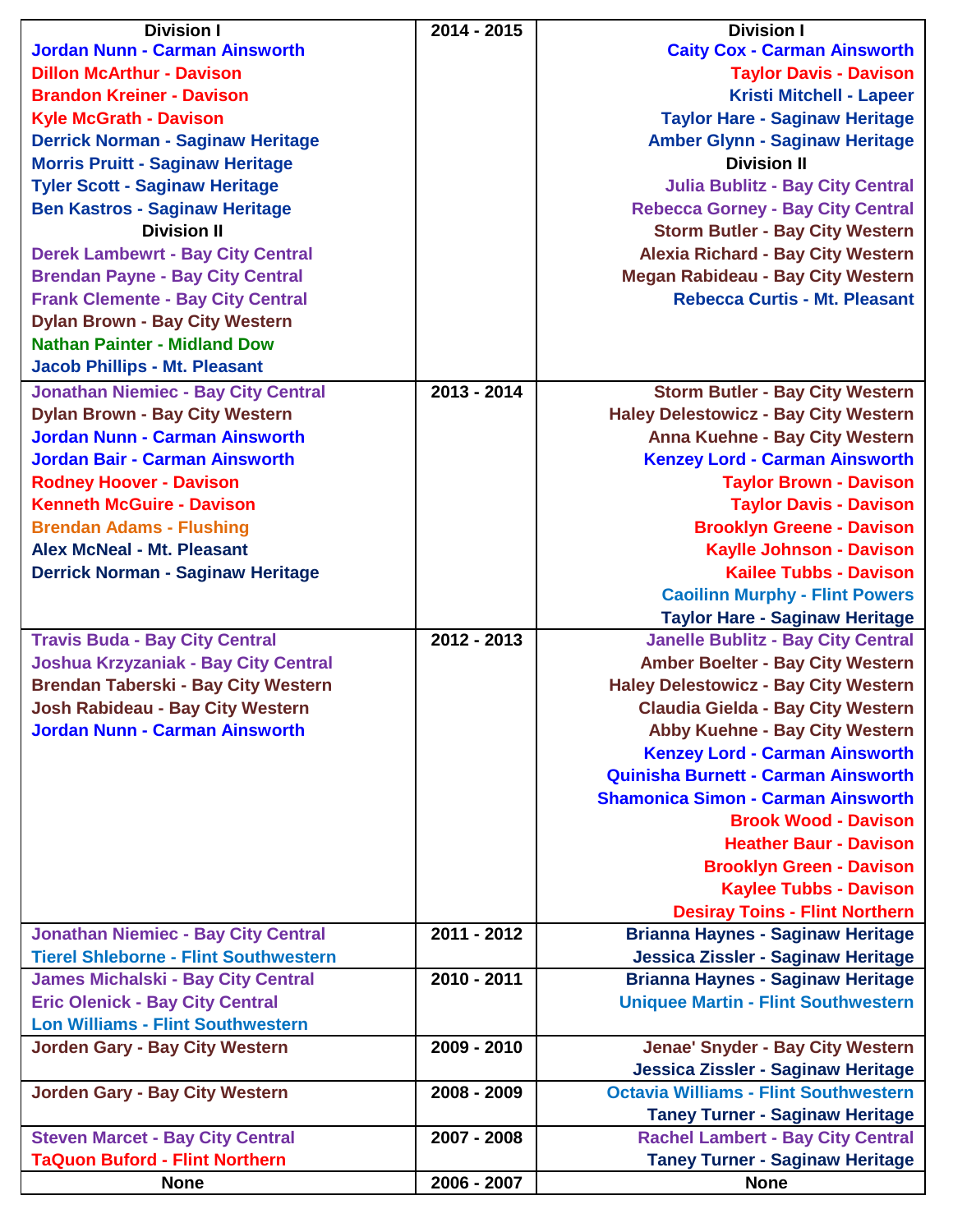| | | |
|---|---|---|
| **Division I** | **2014 - 2015** | **Division I** |
| Jordan Nunn - Carman Ainsworth | | Caity Cox - Carman Ainsworth |
| Dillon McArthur - Davison | | Taylor Davis - Davison |
| Brandon Kreiner - Davison | | Kristi Mitchell - Lapeer |
| Kyle McGrath - Davison | | Taylor Hare - Saginaw Heritage |
| Derrick Norman - Saginaw Heritage | | Amber Glynn - Saginaw Heritage |
| Morris Pruitt - Saginaw Heritage | | **Division II** |
| Tyler Scott - Saginaw Heritage | | Julia Bublitz - Bay City Central |
| Ben Kastros - Saginaw Heritage | | Rebecca Gorney - Bay City Central |
| **Division II** | | Storm Butler - Bay City Western |
| Derek Lambewrt - Bay City Central | | Alexia Richard - Bay City Western |
| Brendan Payne - Bay City Central | | Megan Rabideau - Bay City Western |
| Frank Clemente - Bay City Central | | Rebecca Curtis - Mt. Pleasant |
| Dylan Brown - Bay City Western | | |
| Nathan Painter - Midland Dow | | |
| Jacob Phillips - Mt. Pleasant | | |
| Jonathan Niemiec - Bay City Central | **2013 - 2014** | Storm Butler - Bay City Western |
| Dylan Brown - Bay City Western | | Haley Delestowicz - Bay City Western |
| Jordan Nunn - Carman Ainsworth | | Anna Kuehne - Bay City Western |
| Jordan Bair - Carman Ainsworth | | Kenzey Lord - Carman Ainsworth |
| Rodney Hoover - Davison | | Taylor Brown - Davison |
| Kenneth McGuire - Davison | | Taylor Davis - Davison |
| Brendan Adams - Flushing | | Brooklyn Greene - Davison |
| Alex McNeal - Mt. Pleasant | | Kaylle Johnson - Davison |
| Derrick Norman - Saginaw Heritage | | Kailee Tubbs - Davison |
| | | Caoilinn Murphy - Flint Powers |
| | | Taylor Hare - Saginaw Heritage |
| Travis Buda - Bay City Central | **2012 - 2013** | Janelle Bublitz - Bay City Central |
| Joshua Krzyzaniak - Bay City Central | | Amber Boelter - Bay City Western |
| Brendan Taberski - Bay City Western | | Haley Delestowicz - Bay City Western |
| Josh Rabideau - Bay City Western | | Claudia Gielda - Bay City Western |
| Jordan Nunn - Carman Ainsworth | | Abby Kuehne - Bay City Western |
| | | Kenzey Lord - Carman Ainsworth |
| | | Quinisha Burnett - Carman Ainsworth |
| | | Shamonica Simon - Carman Ainsworth |
| | | Brook Wood - Davison |
| | | Heather Baur - Davison |
| | | Brooklyn Green - Davison |
| | | Kaylee Tubbs - Davison |
| | | Desiray Toins - Flint Northern |
| Jonathan Niemiec - Bay City Central | **2011 - 2012** | Brianna Haynes - Saginaw Heritage |
| Tierel Shleborne - Flint Southwestern | | Jessica Zissler - Saginaw Heritage |
| James Michalski - Bay City Central | **2010 - 2011** | Brianna Haynes - Saginaw Heritage |
| Eric Olenick - Bay City Central | | Uniquee Martin - Flint Southwestern |
| Lon Williams - Flint Southwestern | | |
| Jorden Gary - Bay City Western | **2009 - 2010** | Jenae' Snyder - Bay City Western |
| | | Jessica Zissler - Saginaw Heritage |
| Jorden Gary - Bay City Western | **2008 - 2009** | Octavia Williams - Flint Southwestern |
| | | Taney Turner - Saginaw Heritage |
| Steven Marcet - Bay City Central | **2007 - 2008** | Rachel Lambert - Bay City Central |
| TaQuon Buford - Flint Northern | | Taney Turner - Saginaw Heritage |
| None | **2006 - 2007** | None |